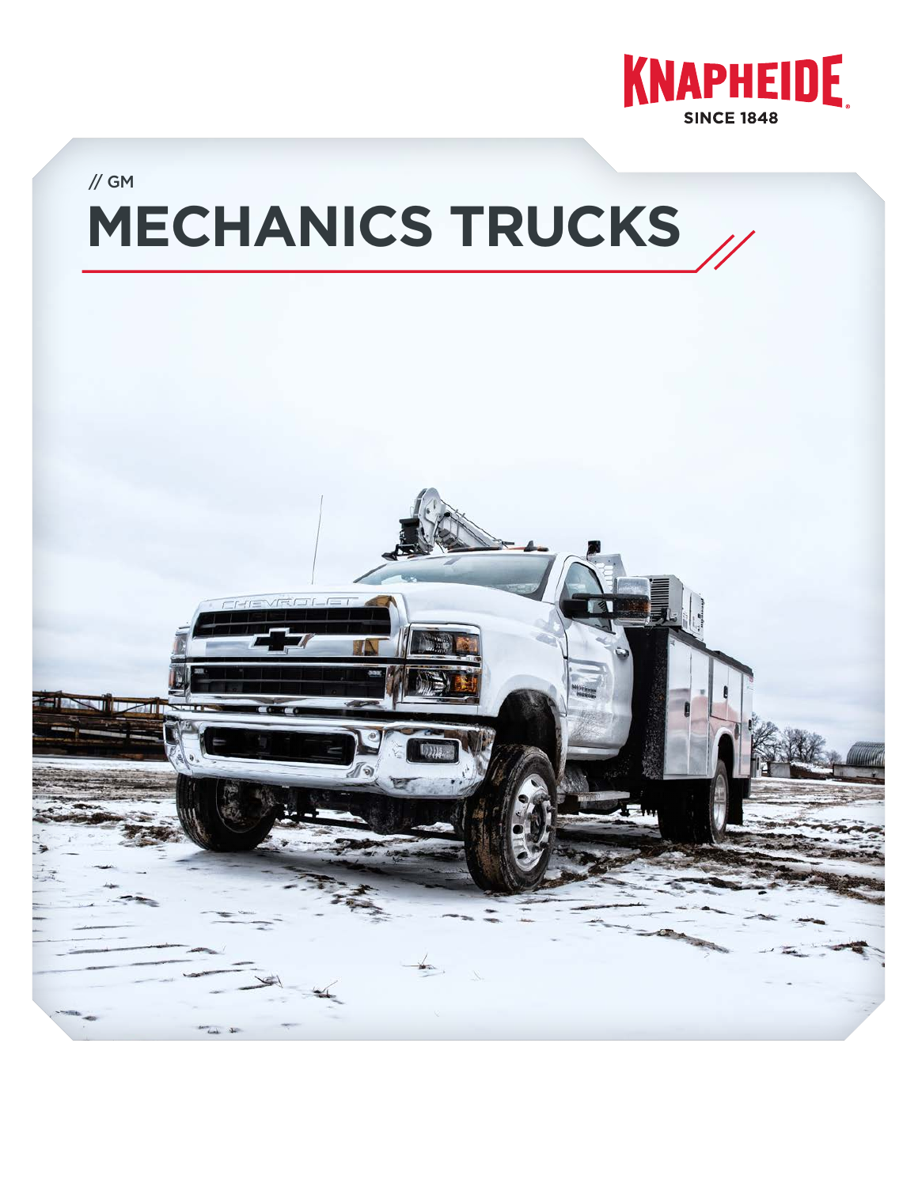KNAPHEIDE

SINCE 1848

// GM

# MECHANICS TRUCKS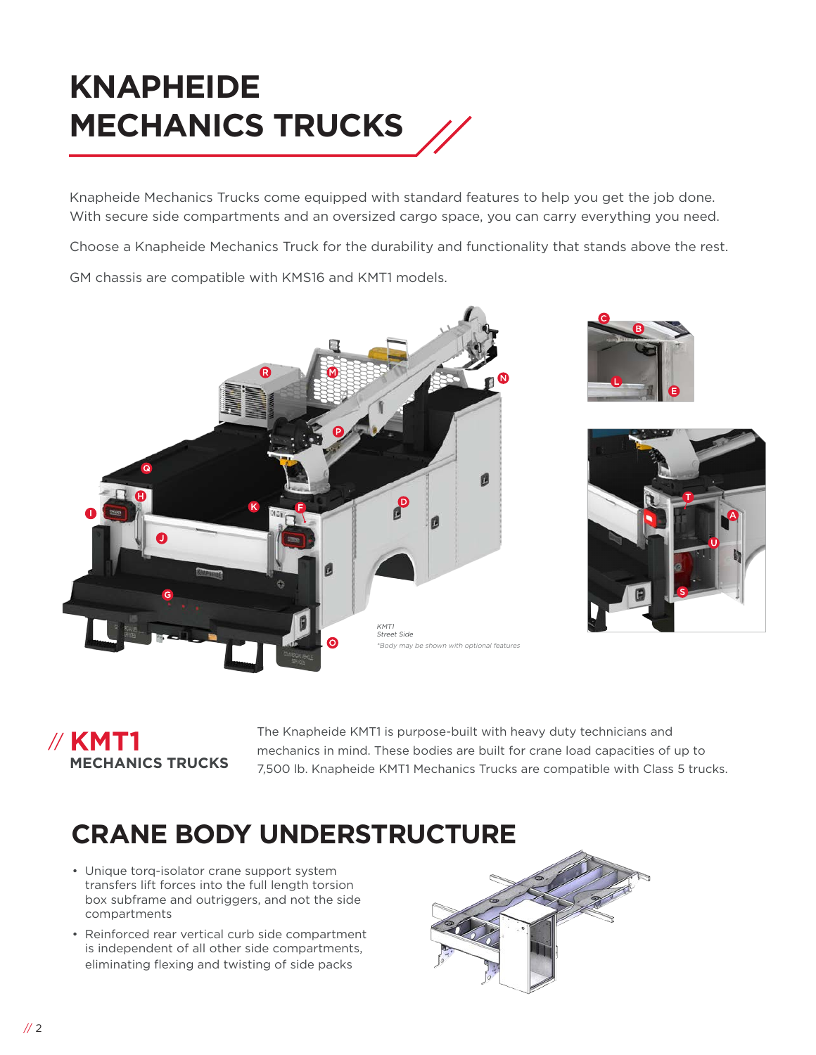# KNAPHEIDE MECHANICS TRUCKS

Knapheide Mechanics Trucks come equipped with standard features to help you get the job done. With secure side compartments and an oversized cargo space, you can carry everything you need.

Choose a Knapheide Mechanics Truck for the durability and functionality that stands above the rest.

GM chassis are compatible with KMS16 and KMT1 models.

*KMT1*
*Street Side*
*\*Body may be shown with optional features*

## // KMT1 MECHANICS TRUCKS

The Knapheide KMT1 is purpose-built with heavy duty technicians and mechanics in mind. These bodies are built for crane load capacities of up to 7,500 lb. Knapheide KMT1 Mechanics Trucks are compatible with Class 5 trucks.

# CRANE BODY UNDERSTRUCTURE

- Unique torq-isolator crane support system transfers lift forces into the full length torsion box subframe and outriggers, and not the side compartments
- Reinforced rear vertical curb side compartment is independent of all other side compartments, eliminating flexing and twisting of side packs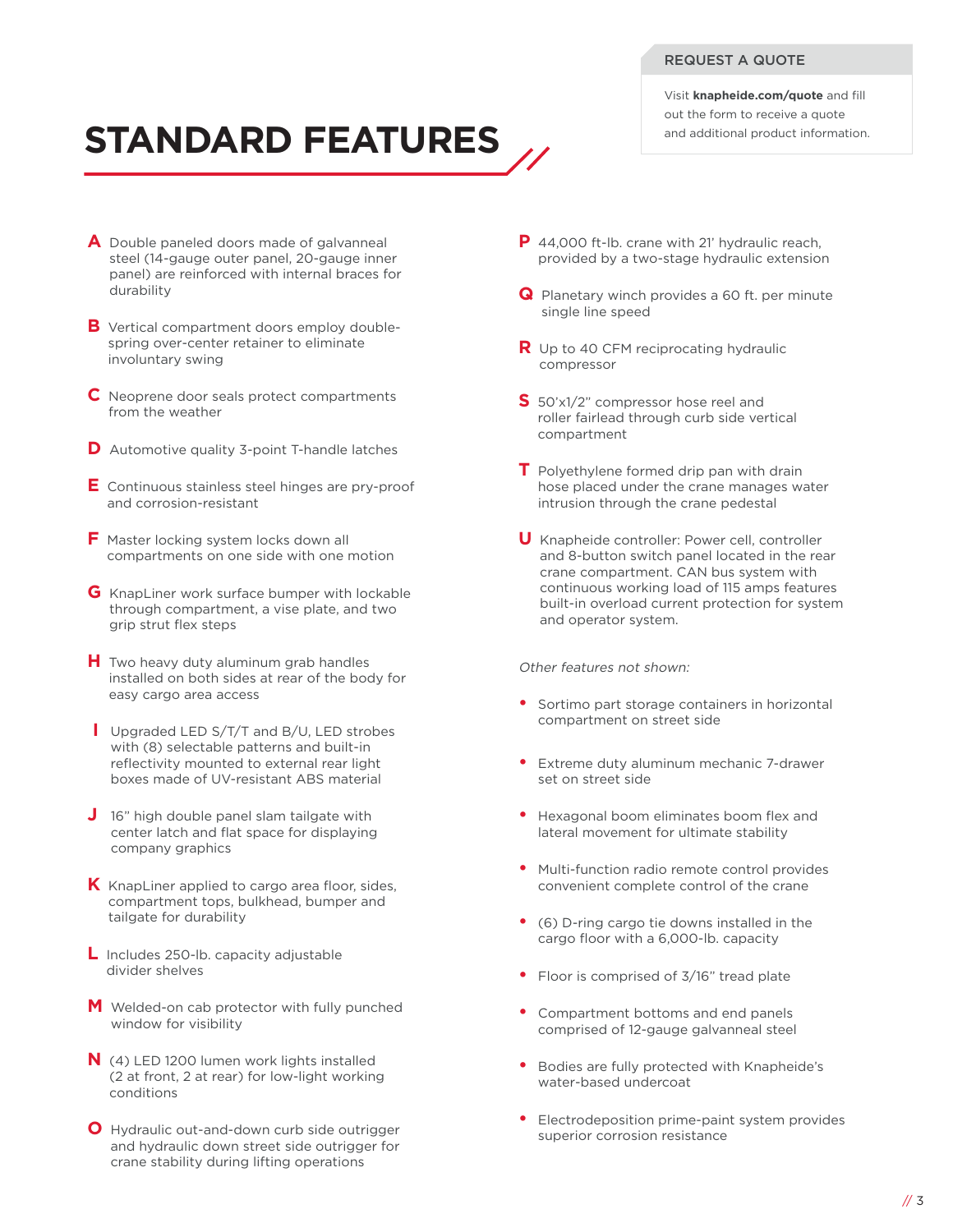# STANDARD FEATURES

## REQUEST A QUOTE

Visit **knapheide.com/quote** and fill out the form to receive a quote and additional product information.

**A** Double paneled doors made of galvanneal steel (14-gauge outer panel, 20-gauge inner panel) are reinforced with internal braces for durability

**B** Vertical compartment doors employ double-spring over-center retainer to eliminate involuntary swing

**C** Neoprene door seals protect compartments from the weather

**D** Automotive quality 3-point T-handle latches

**E** Continuous stainless steel hinges are pry-proof and corrosion-resistant

**F** Master locking system locks down all compartments on one side with one motion

**G** KnapLiner work surface bumper with lockable through compartment, a vise plate, and two grip strut flex steps

**H** Two heavy duty aluminum grab handles installed on both sides at rear of the body for easy cargo area access

**I** Upgraded LED S/T/T and B/U, LED strobes with (8) selectable patterns and built-in reflectivity mounted to external rear light boxes made of UV-resistant ABS material

**J** 16" high double panel slam tailgate with center latch and flat space for displaying company graphics

**K** KnapLiner applied to cargo area floor, sides, compartment tops, bulkhead, bumper and tailgate for durability

**L** Includes 250-lb. capacity adjustable divider shelves

**M** Welded-on cab protector with fully punched window for visibility

**N** (4) LED 1200 lumen work lights installed (2 at front, 2 at rear) for low-light working conditions

**O** Hydraulic out-and-down curb side outrigger and hydraulic down street side outrigger for crane stability during lifting operations

**P** 44,000 ft-lb. crane with 21' hydraulic reach, provided by a two-stage hydraulic extension

**Q** Planetary winch provides a 60 ft. per minute single line speed

**R** Up to 40 CFM reciprocating hydraulic compressor

**S** 50'x1/2" compressor hose reel and roller fairlead through curb side vertical compartment

**T** Polyethylene formed drip pan with drain hose placed under the crane manages water intrusion through the crane pedestal

**U** Knapheide controller: Power cell, controller and 8-button switch panel located in the rear crane compartment. CAN bus system with continuous working load of 115 amps features built-in overload current protection for system and operator system.

*Other features not shown:*

- Sortimo part storage containers in horizontal compartment on street side
- Extreme duty aluminum mechanic 7-drawer set on street side
- Hexagonal boom eliminates boom flex and lateral movement for ultimate stability
- Multi-function radio remote control provides convenient complete control of the crane
- (6) D-ring cargo tie downs installed in the cargo floor with a 6,000-lb. capacity
- Floor is comprised of 3/16" tread plate
- Compartment bottoms and end panels comprised of 12-gauge galvanneal steel
- Bodies are fully protected with Knapheide's water-based undercoat
- Electrodeposition prime-paint system provides superior corrosion resistance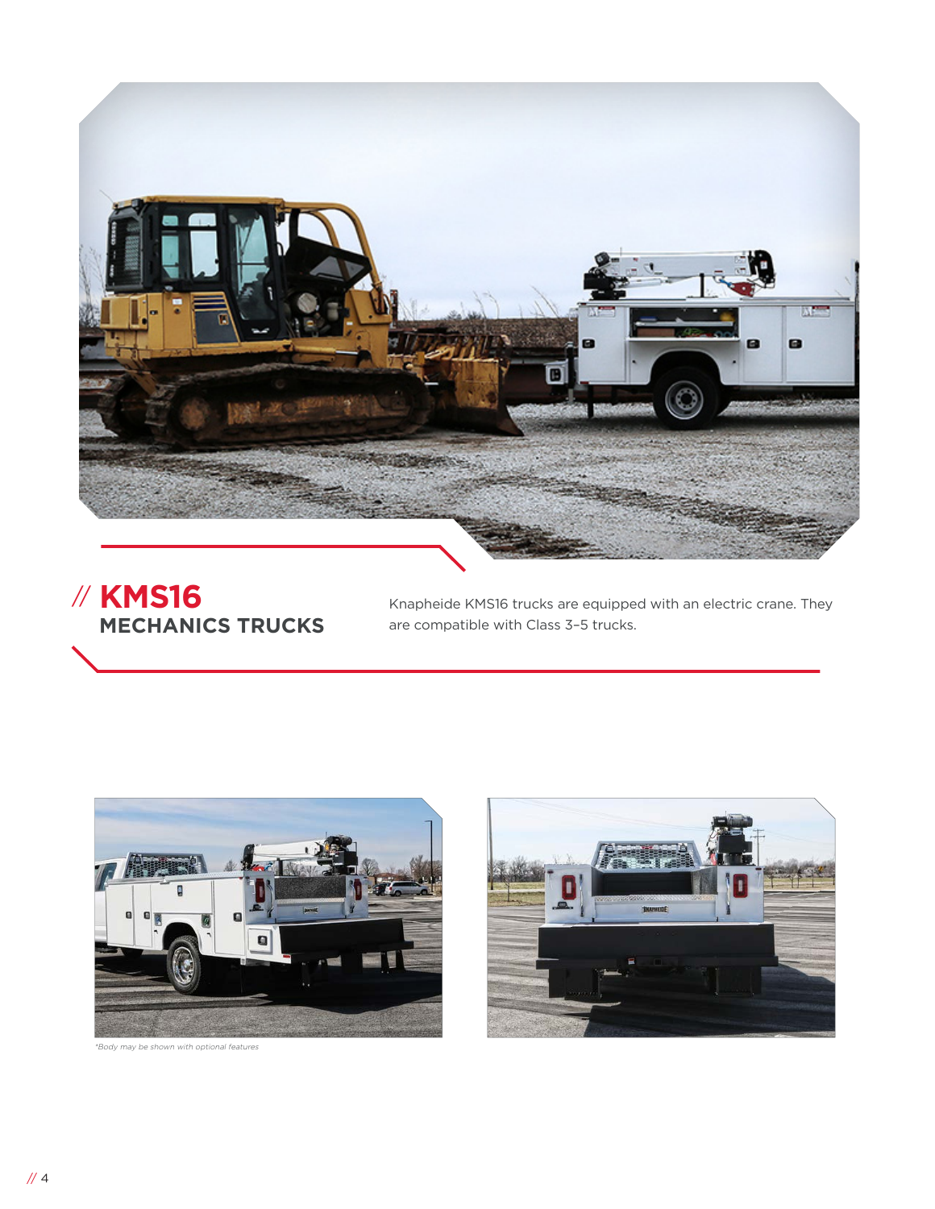## // KMS16
## MECHANICS TRUCKS

Knapheide KMS16 trucks are equipped with an electric crane. They are compatible with Class 3–5 trucks.

*Body may be shown with optional features*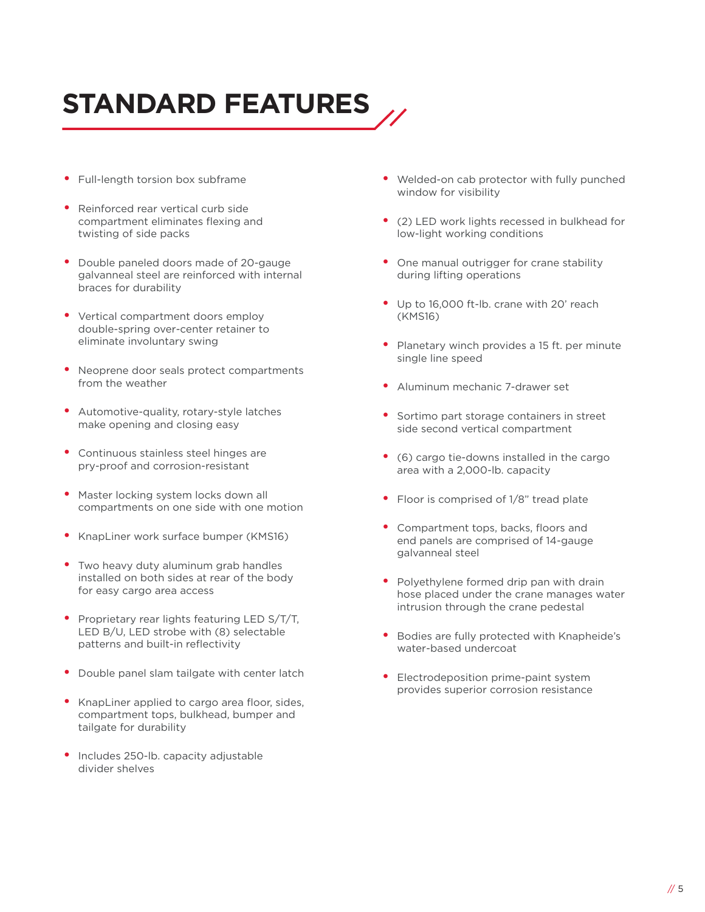# STANDARD FEATURES

- Full-length torsion box subframe
- Reinforced rear vertical curb side compartment eliminates flexing and twisting of side packs
- Double paneled doors made of 20-gauge galvanneal steel are reinforced with internal braces for durability
- Vertical compartment doors employ double-spring over-center retainer to eliminate involuntary swing
- Neoprene door seals protect compartments from the weather
- Automotive-quality, rotary-style latches make opening and closing easy
- Continuous stainless steel hinges are pry-proof and corrosion-resistant
- Master locking system locks down all compartments on one side with one motion
- KnapLiner work surface bumper (KMS16)
- Two heavy duty aluminum grab handles installed on both sides at rear of the body for easy cargo area access
- Proprietary rear lights featuring LED S/T/T, LED B/U, LED strobe with (8) selectable patterns and built-in reflectivity
- Double panel slam tailgate with center latch
- KnapLiner applied to cargo area floor, sides, compartment tops, bulkhead, bumper and tailgate for durability
- Includes 250-lb. capacity adjustable divider shelves
- Welded-on cab protector with fully punched window for visibility
- (2) LED work lights recessed in bulkhead for low-light working conditions
- One manual outrigger for crane stability during lifting operations
- Up to 16,000 ft-lb. crane with 20' reach (KMS16)
- Planetary winch provides a 15 ft. per minute single line speed
- Aluminum mechanic 7-drawer set
- Sortimo part storage containers in street side second vertical compartment
- (6) cargo tie-downs installed in the cargo area with a 2,000-lb. capacity
- Floor is comprised of 1/8" tread plate
- Compartment tops, backs, floors and end panels are comprised of 14-gauge galvanneal steel
- Polyethylene formed drip pan with drain hose placed under the crane manages water intrusion through the crane pedestal
- Bodies are fully protected with Knapheide's water-based undercoat
- Electrodeposition prime-paint system provides superior corrosion resistance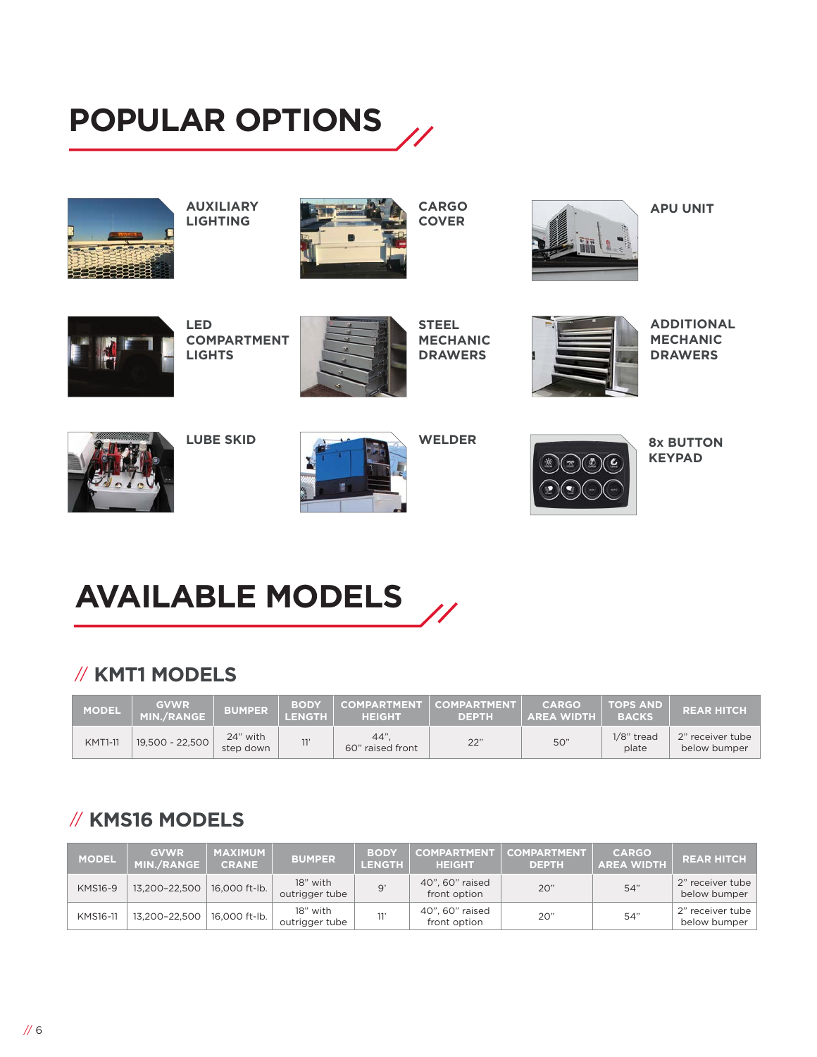# POPULAR OPTIONS

- AUXILIARY LIGHTING
- CARGO COVER
- APU UNIT
- LED COMPARTMENT LIGHTS
- STEEL MECHANIC DRAWERS
- ADDITIONAL MECHANIC DRAWERS
- LUBE SKID
- WELDER
- 8x BUTTON KEYPAD

# AVAILABLE MODELS

## // KMT1 MODELS

| MODEL | GVWR MIN./RANGE | BUMPER | BODY LENGTH | COMPARTMENT HEIGHT | COMPARTMENT DEPTH | CARGO AREA WIDTH | TOPS AND BACKS | REAR HITCH |
|---|---|---|---|---|---|---|---|---|
| KMT1-11 | 19,500 - 22,500 | 24" with step down | 11' | 44", 60" raised front | 22" | 50" | 1/8" tread plate | 2" receiver tube below bumper |

## // KMS16 MODELS

| MODEL | GVWR MIN./RANGE | MAXIMUM CRANE | BUMPER | BODY LENGTH | COMPARTMENT HEIGHT | COMPARTMENT DEPTH | CARGO AREA WIDTH | REAR HITCH |
|---|---|---|---|---|---|---|---|---|
| KMS16-9 | 13,200-22,500 | 16,000 ft-lb. | 18" with outrigger tube | 9' | 40", 60" raised front option | 20" | 54" | 2" receiver tube below bumper |
| KMS16-11 | 13,200-22,500 | 16,000 ft-lb. | 18" with outrigger tube | 11' | 40", 60" raised front option | 20" | 54" | 2" receiver tube below bumper |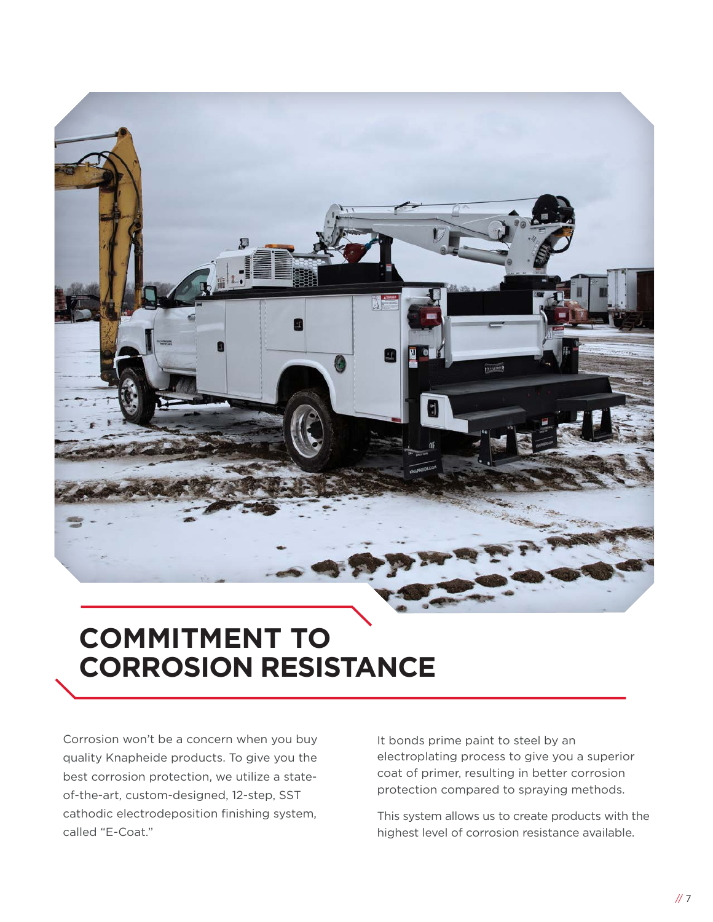# COMMITMENT TO CORROSION RESISTANCE

Corrosion won't be a concern when you buy quality Knapheide products. To give you the best corrosion protection, we utilize a state-of-the-art, custom-designed, 12-step, SST cathodic electrodeposition finishing system, called "E-Coat."

It bonds prime paint to steel by an electroplating process to give you a superior coat of primer, resulting in better corrosion protection compared to spraying methods.

This system allows us to create products with the highest level of corrosion resistance available.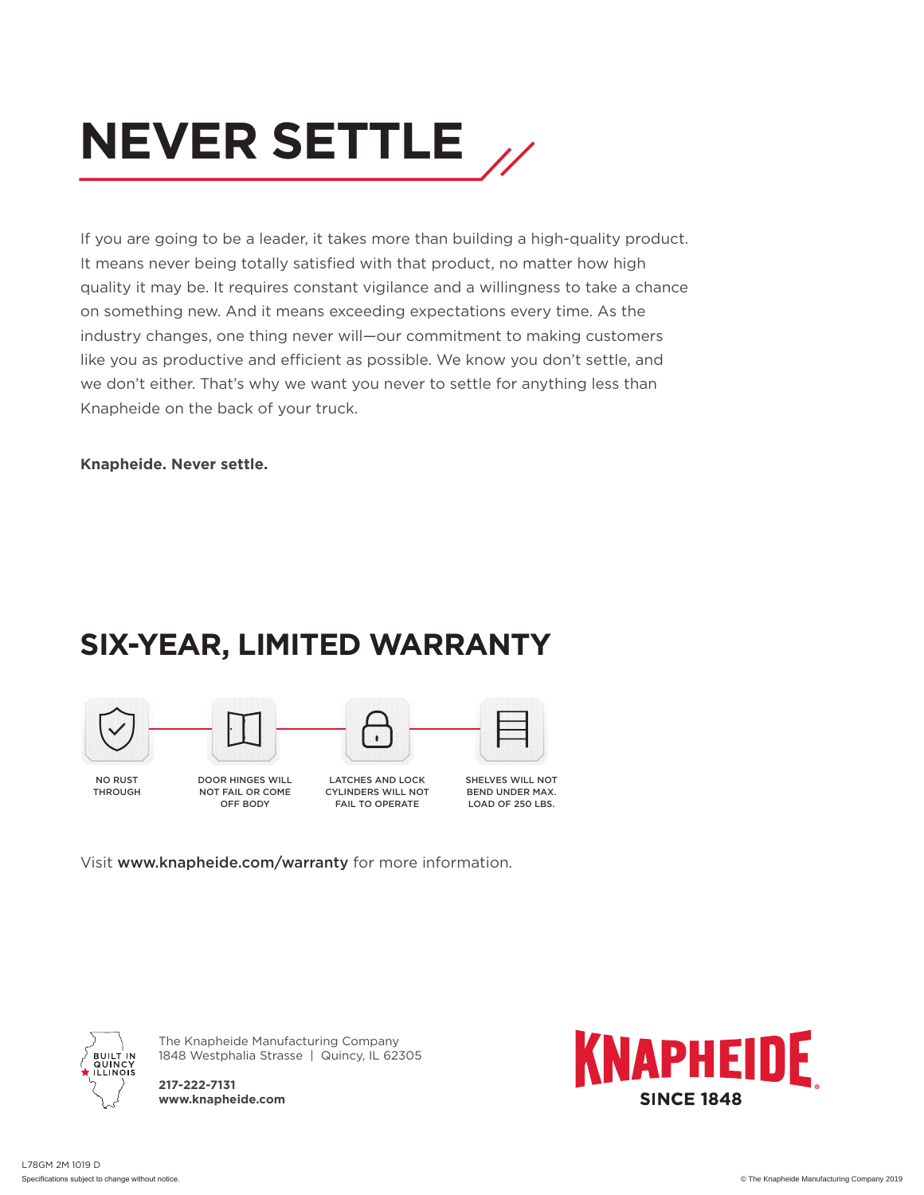# NEVER SETTLE

If you are going to be a leader, it takes more than building a high-quality product. It means never being totally satisfied with that product, no matter how high quality it may be. It requires constant vigilance and a willingness to take a chance on something new. And it means exceeding expectations every time. As the industry changes, one thing never will—our commitment to making customers like you as productive and efficient as possible. We know you don't settle, and we don't either. That's why we want you never to settle for anything less than Knapheide on the back of your truck.

**Knapheide. Never settle.**

## SIX-YEAR, LIMITED WARRANTY

NO RUST THROUGH

DOOR HINGES WILL NOT FAIL OR COME OFF BODY

LATCHES AND LOCK CYLINDERS WILL NOT FAIL TO OPERATE

SHELVES WILL NOT BEND UNDER MAX. LOAD OF 250 LBS.

Visit **www.knapheide.com/warranty** for more information.

BUILT IN QUINCY ILLINOIS

The Knapheide Manufacturing Company
1848 Westphalia Strasse | Quincy, IL 62305

**217-222-7131**
**www.knapheide.com**

KNAPHEIDE®
SINCE 1848

L78GM 2M 1019 D
Specifications subject to change without notice.

© The Knapheide Manufacturing Company 2019